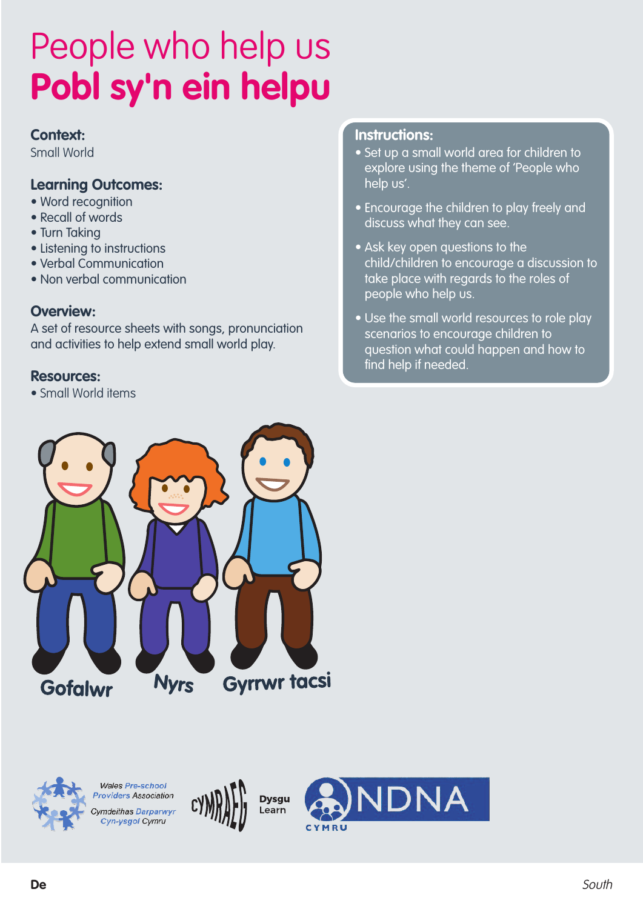# People who help us
# Pobl sy'n ein helpu

**Context:**
Small World

**Learning Outcomes:**
- Word recognition
- Recall of words
- Turn Taking
- Listening to instructions
- Verbal Communication
- Non verbal communication

**Overview:**
A set of resource sheets with songs, pronunciation and activities to help extend small world play.

**Resources:**
- Small World items

**Instructions:**
- Set up a small world area for children to explore using the theme of 'People who help us'.
- Encourage the children to play freely and discuss what they can see.
- Ask key open questions to the child/children to encourage a discussion to take place with regards to the roles of people who help us.
- Use the small world resources to role play scenarios to encourage children to question what could happen and how to find help if needed.

Gofalwr Nyrs Gyrrwr tacsi

Wales Pre-school Providers Association
Cymdeithas Darparwyr Cyn-ysgol Cymru

CYMRAEG Dysgu Learn

NDNA CYMRU

De South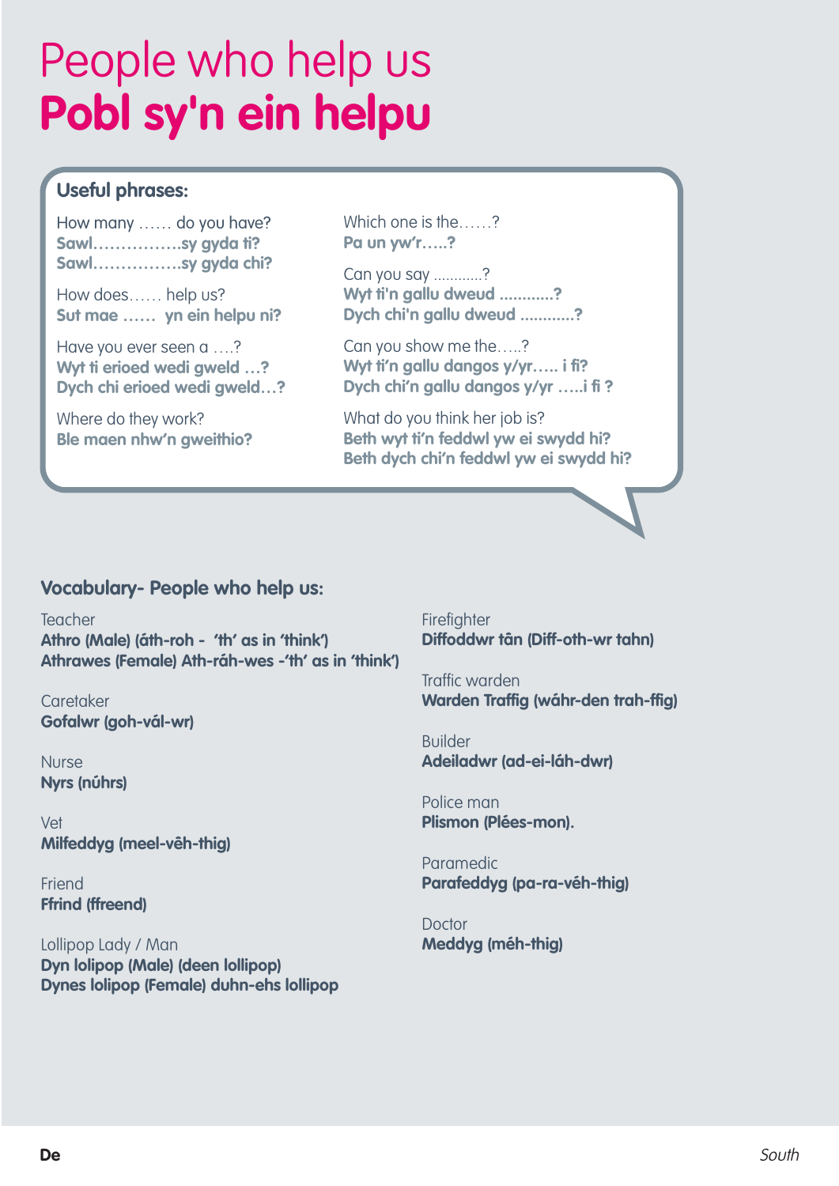# People who help us
# **Pobl sy'n ein helpu**

## Useful phrases:

How many …… do you have?
**Sawl……………..sy gyda ti?**
**Sawl……………..sy gyda chi?**

How does…… help us?
**Sut mae …… yn ein helpu ni?**

Have you ever seen a ….?
**Wyt ti erioed wedi gweld …?**
**Dych chi erioed wedi gweld…?**

Where do they work?
**Ble maen nhw'n gweithio?**

Which one is the……?
**Pa un yw'r…..?**

Can you say …………?
**Wyt ti'n gallu dweud …………?**
**Dych chi'n gallu dweud …………?**

Can you show me the…..?
**Wyt ti'n gallu dangos y/yr….. i fi?**
**Dych chi'n gallu dangos y/yr …..i fi ?**

What do you think her job is?
**Beth wyt ti'n feddwl yw ei swydd hi?**
**Beth dych chi'n feddwl yw ei swydd hi?**

## Vocabulary- People who help us:

Teacher
**Athro (Male) (áth-roh - 'th' as in 'think')**
**Athrawes (Female) Ath-ráh-wes -'th' as in 'think')**

Caretaker
**Gofalwr (goh-vál-wr)**

Nurse
**Nyrs (núhrs)**

Vet
**Milfeddyg (meel-vêh-thig)**

Friend
**Ffrind (ffreend)**

Lollipop Lady / Man
**Dyn lolipop (Male) (deen lollipop)**
**Dynes lolipop (Female) duhn-ehs lollipop**

Firefighter
**Diffoddwr tân (Diff-oth-wr tahn)**

Traffic warden
**Warden Traffig (wáhr-den trah-ffig)**

Builder
**Adeiladwr (ad-ei-láh-dwr)**

Police man
**Plismon (Plées-mon).**

Paramedic
**Parafeddyg (pa-ra-véh-thig)**

Doctor
**Meddyg (méh-thig)**

**De** *South*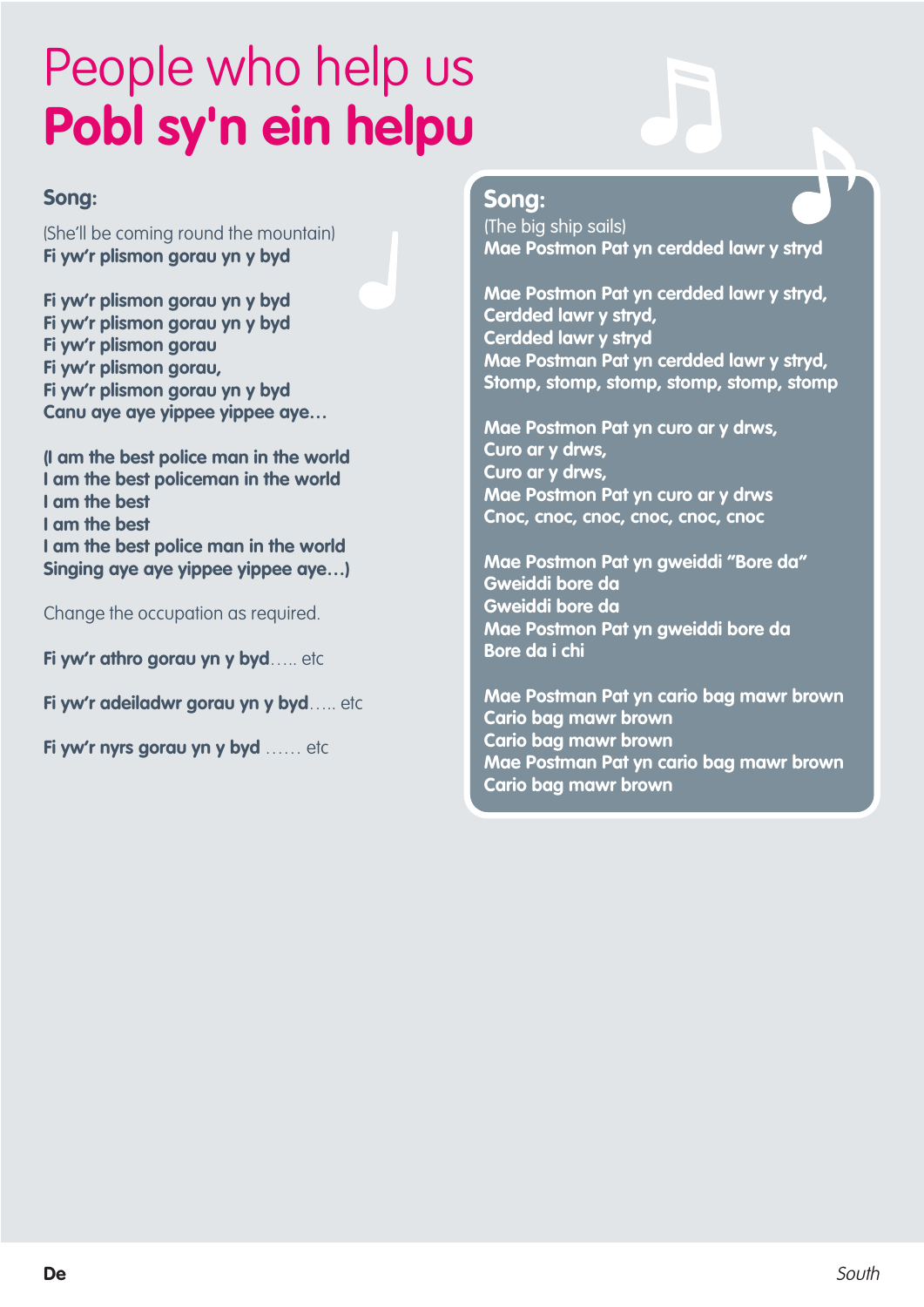# People who help us
# **Pobl sy'n ein helpu**

## Song:

(She'll be coming round the mountain)
**Fi yw'r plismon gorau yn y byd**

**Fi yw'r plismon gorau yn y byd**
**Fi yw'r plismon gorau yn y byd**
**Fi yw'r plismon gorau**
**Fi yw'r plismon gorau,**
**Fi yw'r plismon gorau yn y byd**
**Canu aye aye yippee yippee aye…**

**(I am the best police man in the world**
**I am the best policeman in the world**
**I am the best**
**I am the best**
**I am the best police man in the world**
**Singing aye aye yippee yippee aye…)**

Change the occupation as required.

**Fi yw'r athro gorau yn y byd**….. etc

**Fi yw'r adeiladwr gorau yn y byd**….. etc

**Fi yw'r nyrs gorau yn y byd** …… etc

## Song:

(The big ship sails)
**Mae Postmon Pat yn cerdded lawr y stryd**

**Mae Postmon Pat yn cerdded lawr y stryd,**
**Cerdded lawr y stryd,**
**Cerdded lawr y stryd**
**Mae Postman Pat yn cerdded lawr y stryd,**
**Stomp, stomp, stomp, stomp, stomp, stomp**

**Mae Postmon Pat yn curo ar y drws,**
**Curo ar y drws,**
**Curo ar y drws,**
**Mae Postmon Pat yn curo ar y drws**
**Cnoc, cnoc, cnoc, cnoc, cnoc, cnoc**

**Mae Postmon Pat yn gweiddi "Bore da"**
**Gweiddi bore da**
**Gweiddi bore da**
**Mae Postmon Pat yn gweiddi bore da**
**Bore da i chi**

**Mae Postman Pat yn cario bag mawr brown**
**Cario bag mawr brown**
**Cario bag mawr brown**
**Mae Postman Pat yn cario bag mawr brown**
**Cario bag mawr brown**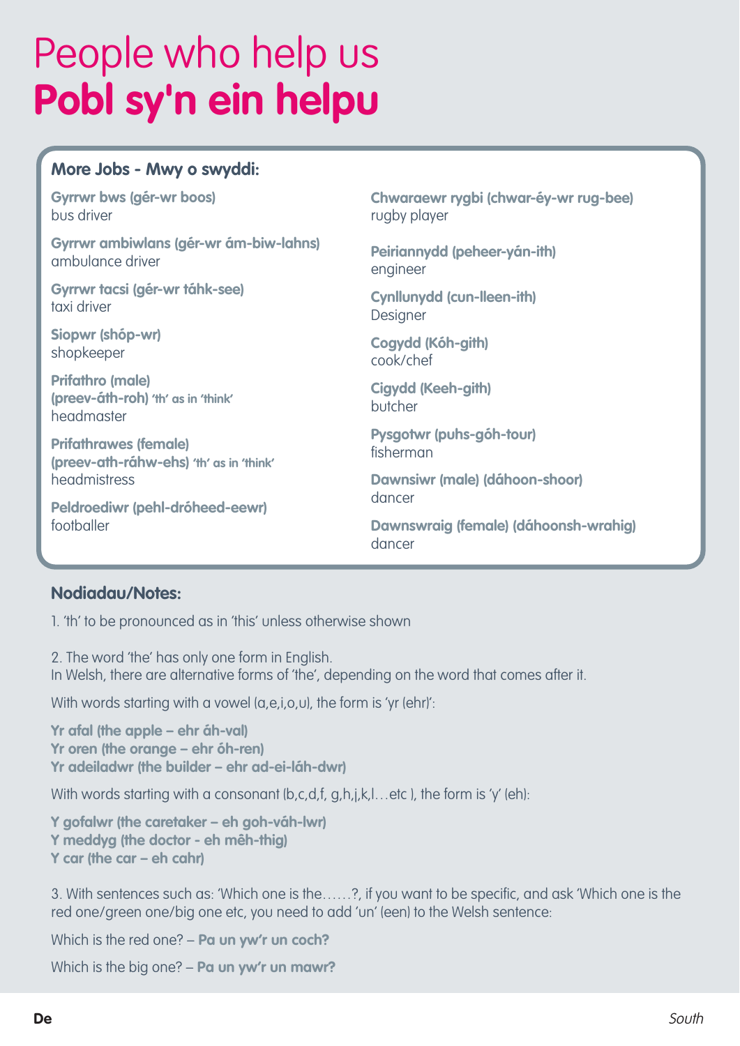# People who help us
# **Pobl sy'n ein helpu**

## More Jobs - Mwy o swyddi:

**Gyrrwr bws (gér-wr boos)**
bus driver

**Gyrrwr ambiwlans (gér-wr ám-biw-lahns)**
ambulance driver

**Gyrrwr tacsi (gér-wr táhk-see)**
taxi driver

**Siopwr (shóp-wr)**
shopkeeper

**Prifathro (male)**
**(preev-áth-roh)** **'th' as in 'think'**
headmaster

**Prifathrawes (female)**
**(preev-ath-ráhw-ehs)** **'th' as in 'think'**
headmistress

**Peldroediwr (pehl-dróheed-eewr)**
footballer

**Chwaraewr rygbi (chwar-éy-wr rug-bee)**
rugby player

**Peiriannydd (peheer-yán-ith)**
engineer

**Cynllunydd (cun-lleen-ith)**
Designer

**Cogydd (Kóh-gith)**
cook/chef

**Cigydd (Keeh-gith)**
butcher

**Pysgotwr (puhs-góh-tour)**
fisherman

**Dawnsiwr (male) (dáhoon-shoor)**
dancer

**Dawnswraig (female) (dáhoonsh-wrahig)**
dancer

## Nodiadau/Notes:

1. 'th' to be pronounced as in 'this' unless otherwise shown

2. The word 'the' has only one form in English.
In Welsh, there are alternative forms of 'the', depending on the word that comes after it.

With words starting with a vowel (a,e,i,o,u), the form is 'yr (ehr)':

**Yr afal (the apple – ehr áh-val)**
**Yr oren (the orange – ehr óh-ren)**
**Yr adeiladwr (the builder – ehr ad-ei-láh-dwr)**

With words starting with a consonant (b,c,d,f, g,h,j,k,l…etc ), the form is 'y' (eh):

**Y gofalwr (the caretaker – eh goh-váh-lwr)**
**Y meddyg (the doctor - eh mēh-thig)**
**Y car (the car – eh cahr)**

3. With sentences such as: 'Which one is the……?, if you want to be specific, and ask 'Which one is the red one/green one/big one etc, you need to add 'un' (een) to the Welsh sentence:

Which is the red one? – **Pa un yw'r un coch?**

Which is the big one? – **Pa un yw'r un mawr?**

**De** *South*